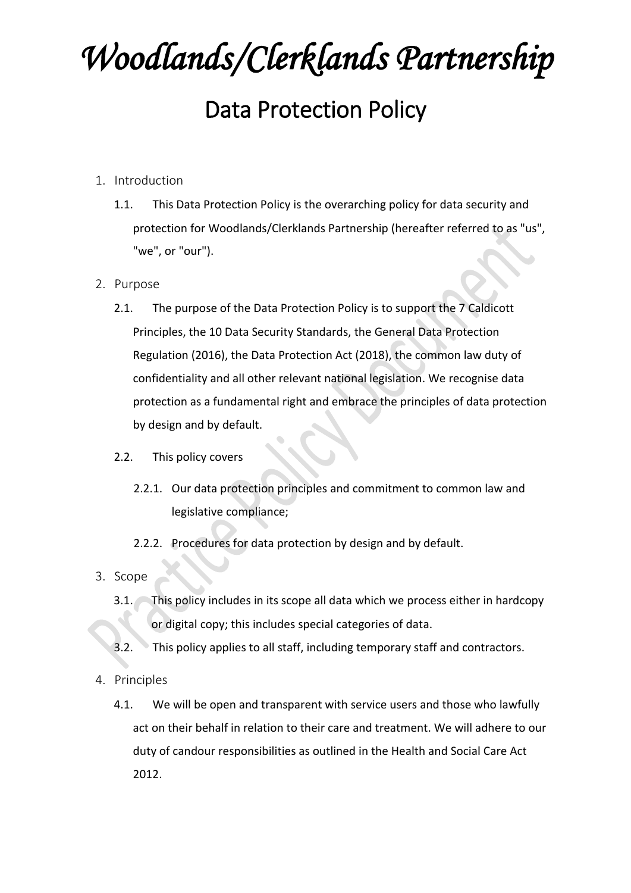# *Woodlands/Clerklands Partnership*

## Data Protection Policy

1. Introduction
    1.1. This Data Protection Policy is the overarching policy for data security and protection for Woodlands/Clerklands Partnership (hereafter referred to as "us", "we", or "our").
2. Purpose
    2.1. The purpose of the Data Protection Policy is to support the 7 Caldicott Principles, the 10 Data Security Standards, the General Data Protection Regulation (2016), the Data Protection Act (2018), the common law duty of confidentiality and all other relevant national legislation. We recognise data protection as a fundamental right and embrace the principles of data protection by design and by default.
    2.2. This policy covers
        2.2.1. Our data protection principles and commitment to common law and legislative compliance;
        2.2.2. Procedures for data protection by design and by default.
3. Scope
    3.1. This policy includes in its scope all data which we process either in hardcopy or digital copy; this includes special categories of data.
    3.2. This policy applies to all staff, including temporary staff and contractors.
4. Principles
    4.1. We will be open and transparent with service users and those who lawfully act on their behalf in relation to their care and treatment. We will adhere to our duty of candour responsibilities as outlined in the Health and Social Care Act 2012.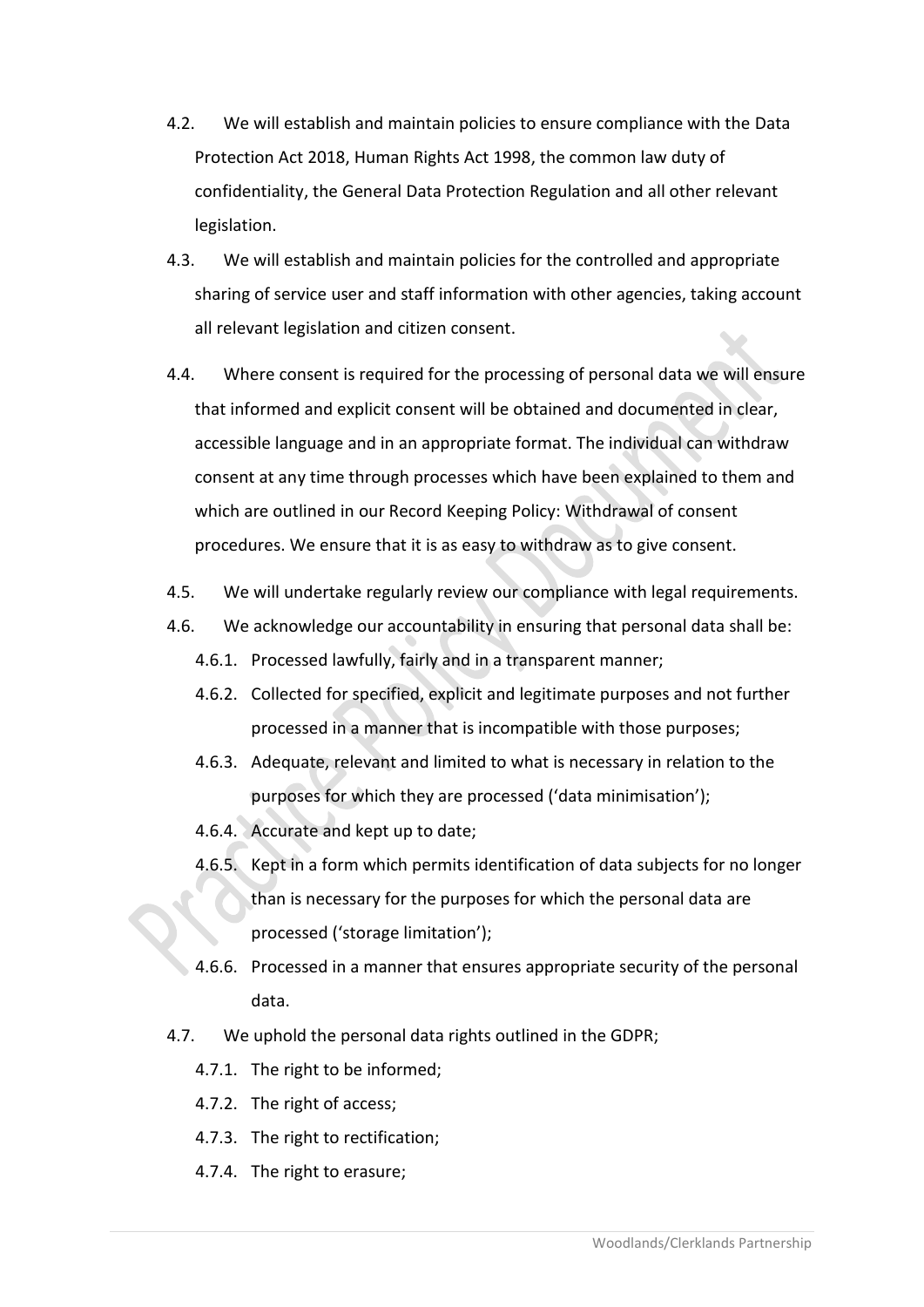4.2. We will establish and maintain policies to ensure compliance with the Data Protection Act 2018, Human Rights Act 1998, the common law duty of confidentiality, the General Data Protection Regulation and all other relevant legislation.

4.3. We will establish and maintain policies for the controlled and appropriate sharing of service user and staff information with other agencies, taking account all relevant legislation and citizen consent.

4.4. Where consent is required for the processing of personal data we will ensure that informed and explicit consent will be obtained and documented in clear, accessible language and in an appropriate format. The individual can withdraw consent at any time through processes which have been explained to them and which are outlined in our Record Keeping Policy: Withdrawal of consent procedures. We ensure that it is as easy to withdraw as to give consent.

4.5. We will undertake regularly review our compliance with legal requirements.

4.6. We acknowledge our accountability in ensuring that personal data shall be:

- 4.6.1. Processed lawfully, fairly and in a transparent manner;
- 4.6.2. Collected for specified, explicit and legitimate purposes and not further processed in a manner that is incompatible with those purposes;
- 4.6.3. Adequate, relevant and limited to what is necessary in relation to the purposes for which they are processed ('data minimisation');
- 4.6.4. Accurate and kept up to date;
- 4.6.5. Kept in a form which permits identification of data subjects for no longer than is necessary for the purposes for which the personal data are processed ('storage limitation');
- 4.6.6. Processed in a manner that ensures appropriate security of the personal data.

4.7. We uphold the personal data rights outlined in the GDPR;

- 4.7.1. The right to be informed;
- 4.7.2. The right of access;
- 4.7.3. The right to rectification;
- 4.7.4. The right to erasure;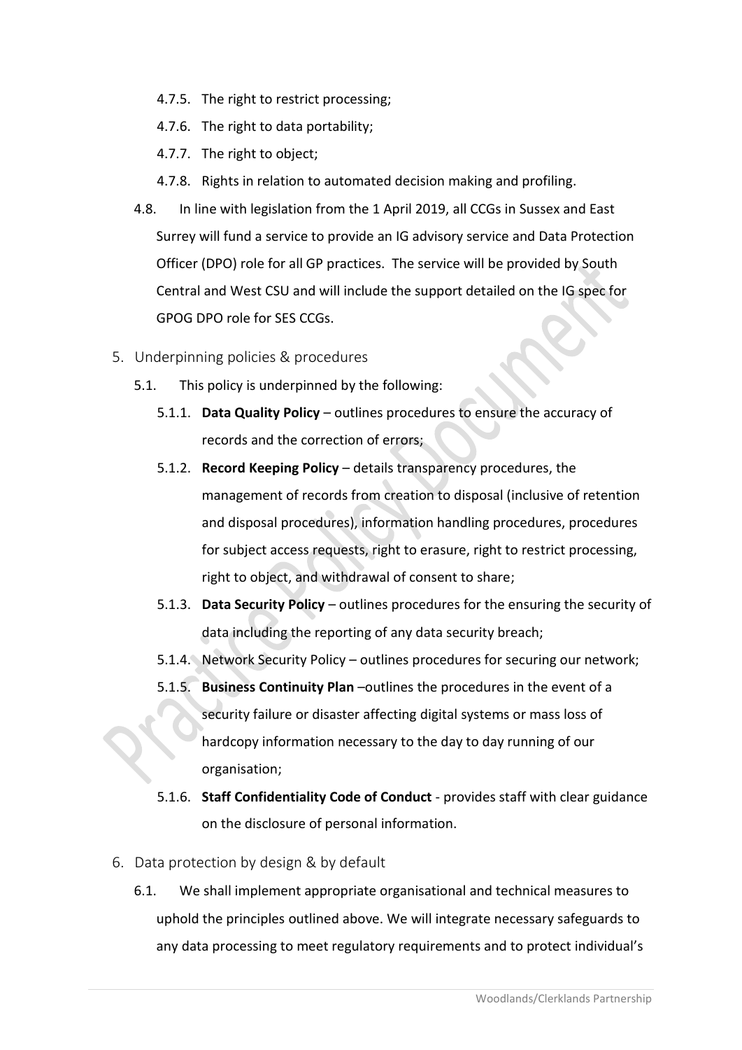4.7.5. The right to restrict processing;

4.7.6. The right to data portability;

4.7.7. The right to object;

4.7.8. Rights in relation to automated decision making and profiling.

4.8. In line with legislation from the 1 April 2019, all CCGs in Sussex and East Surrey will fund a service to provide an IG advisory service and Data Protection Officer (DPO) role for all GP practices. The service will be provided by South Central and West CSU and will include the support detailed on the IG spec for GPOG DPO role for SES CCGs.

## 5. Underpinning policies & procedures

5.1. This policy is underpinned by the following:

5.1.1. **Data Quality Policy** – outlines procedures to ensure the accuracy of records and the correction of errors;

5.1.2. **Record Keeping Policy** – details transparency procedures, the management of records from creation to disposal (inclusive of retention and disposal procedures), information handling procedures, procedures for subject access requests, right to erasure, right to restrict processing, right to object, and withdrawal of consent to share;

5.1.3. **Data Security Policy** – outlines procedures for the ensuring the security of data including the reporting of any data security breach;

5.1.4. Network Security Policy – outlines procedures for securing our network;

5.1.5. **Business Continuity Plan** –outlines the procedures in the event of a security failure or disaster affecting digital systems or mass loss of hardcopy information necessary to the day to day running of our organisation;

5.1.6. **Staff Confidentiality Code of Conduct** - provides staff with clear guidance on the disclosure of personal information.

## 6. Data protection by design & by default

6.1. We shall implement appropriate organisational and technical measures to uphold the principles outlined above. We will integrate necessary safeguards to any data processing to meet regulatory requirements and to protect individual's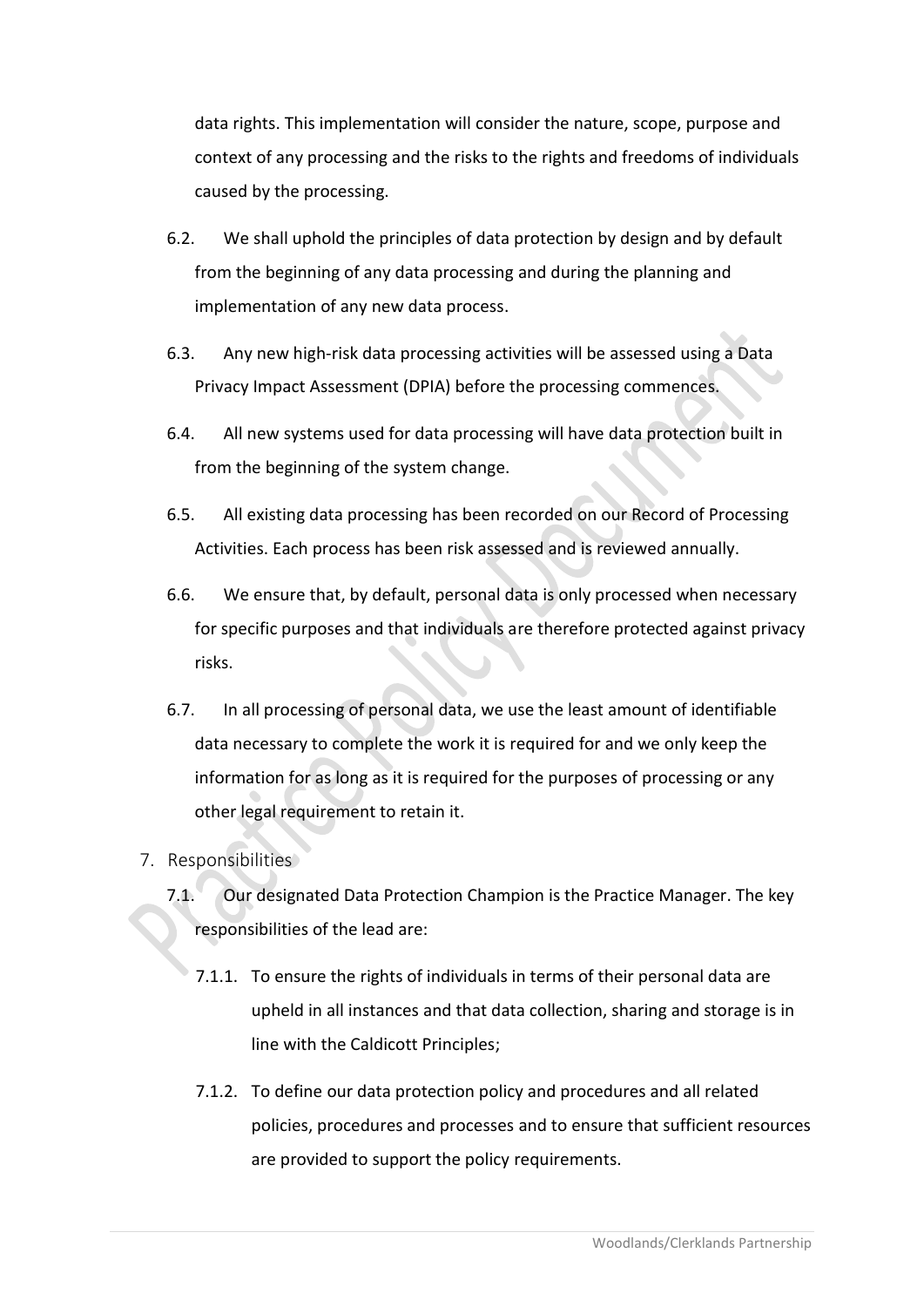data rights. This implementation will consider the nature, scope, purpose and context of any processing and the risks to the rights and freedoms of individuals caused by the processing.

6.2. We shall uphold the principles of data protection by design and by default from the beginning of any data processing and during the planning and implementation of any new data process.

6.3. Any new high-risk data processing activities will be assessed using a Data Privacy Impact Assessment (DPIA) before the processing commences.

6.4. All new systems used for data processing will have data protection built in from the beginning of the system change.

6.5. All existing data processing has been recorded on our Record of Processing Activities. Each process has been risk assessed and is reviewed annually.

6.6. We ensure that, by default, personal data is only processed when necessary for specific purposes and that individuals are therefore protected against privacy risks.

6.7. In all processing of personal data, we use the least amount of identifiable data necessary to complete the work it is required for and we only keep the information for as long as it is required for the purposes of processing or any other legal requirement to retain it.

## 7. Responsibilities

7.1. Our designated Data Protection Champion is the Practice Manager. The key responsibilities of the lead are:

7.1.1. To ensure the rights of individuals in terms of their personal data are upheld in all instances and that data collection, sharing and storage is in line with the Caldicott Principles;

7.1.2. To define our data protection policy and procedures and all related policies, procedures and processes and to ensure that sufficient resources are provided to support the policy requirements.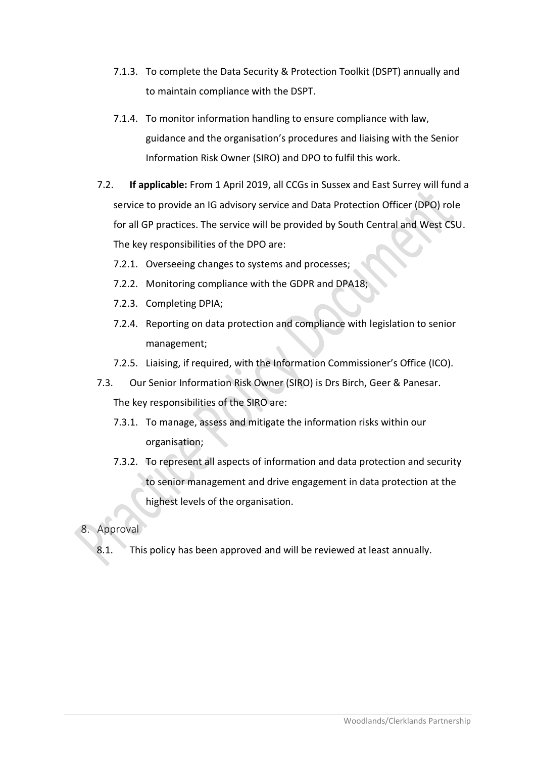7.1.3. To complete the Data Security & Protection Toolkit (DSPT) annually and to maintain compliance with the DSPT.

7.1.4. To monitor information handling to ensure compliance with law, guidance and the organisation's procedures and liaising with the Senior Information Risk Owner (SIRO) and DPO to fulfil this work.

7.2. **If applicable:** From 1 April 2019, all CCGs in Sussex and East Surrey will fund a service to provide an IG advisory service and Data Protection Officer (DPO) role for all GP practices. The service will be provided by South Central and West CSU. The key responsibilities of the DPO are:

7.2.1. Overseeing changes to systems and processes;

7.2.2. Monitoring compliance with the GDPR and DPA18;

7.2.3. Completing DPIA;

7.2.4. Reporting on data protection and compliance with legislation to senior management;

7.2.5. Liaising, if required, with the Information Commissioner's Office (ICO).

7.3. Our Senior Information Risk Owner (SIRO) is Drs Birch, Geer & Panesar. The key responsibilities of the SIRO are:

7.3.1. To manage, assess and mitigate the information risks within our organisation;

7.3.2. To represent all aspects of information and data protection and security to senior management and drive engagement in data protection at the highest levels of the organisation.

## 8. Approval

8.1. This policy has been approved and will be reviewed at least annually.